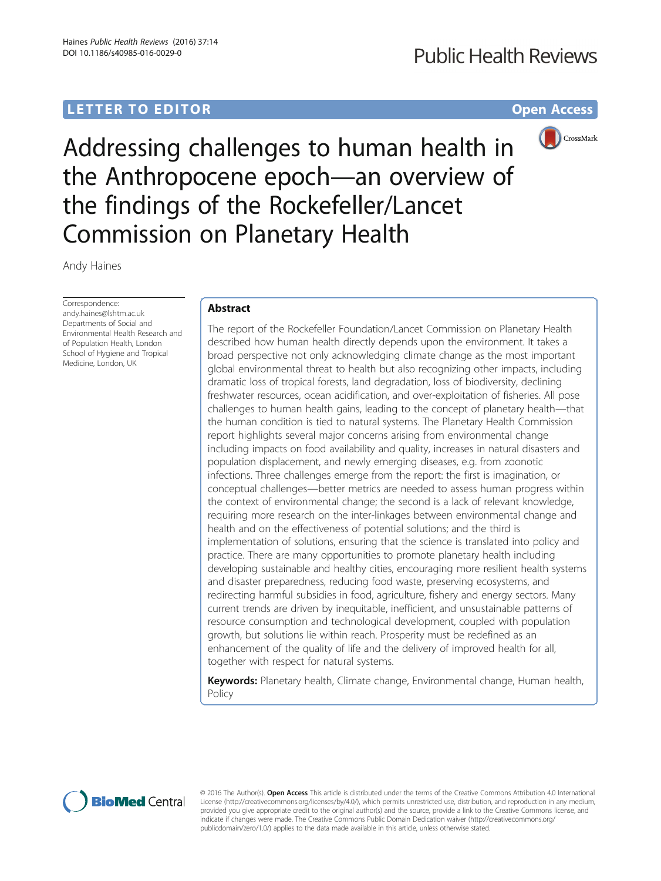**LETTER TO EDITOR** **Open Access**

# Addressing challenges to human health in the Anthropocene epoch—an overview of the findings of the Rockefeller/Lancet Commission on Planetary Health

Andy Haines

Correspondence: andy.haines@lshtm.ac.uk
Departments of Social and Environmental Health Research and of Population Health, London School of Hygiene and Tropical Medicine, London, UK

## Abstract

The report of the Rockefeller Foundation/Lancet Commission on Planetary Health described how human health directly depends upon the environment. It takes a broad perspective not only acknowledging climate change as the most important global environmental threat to health but also recognizing other impacts, including dramatic loss of tropical forests, land degradation, loss of biodiversity, declining freshwater resources, ocean acidification, and over-exploitation of fisheries. All pose challenges to human health gains, leading to the concept of planetary health—that the human condition is tied to natural systems. The Planetary Health Commission report highlights several major concerns arising from environmental change including impacts on food availability and quality, increases in natural disasters and population displacement, and newly emerging diseases, e.g. from zoonotic infections. Three challenges emerge from the report: the first is imagination, or conceptual challenges—better metrics are needed to assess human progress within the context of environmental change; the second is a lack of relevant knowledge, requiring more research on the inter-linkages between environmental change and health and on the effectiveness of potential solutions; and the third is implementation of solutions, ensuring that the science is translated into policy and practice. There are many opportunities to promote planetary health including developing sustainable and healthy cities, encouraging more resilient health systems and disaster preparedness, reducing food waste, preserving ecosystems, and redirecting harmful subsidies in food, agriculture, fishery and energy sectors. Many current trends are driven by inequitable, inefficient, and unsustainable patterns of resource consumption and technological development, coupled with population growth, but solutions lie within reach. Prosperity must be redefined as an enhancement of the quality of life and the delivery of improved health for all, together with respect for natural systems.

**Keywords:** Planetary health, Climate change, Environmental change, Human health, Policy

© 2016 The Author(s). **Open Access** This article is distributed under the terms of the Creative Commons Attribution 4.0 International License (http://creativecommons.org/licenses/by/4.0/), which permits unrestricted use, distribution, and reproduction in any medium, provided you give appropriate credit to the original author(s) and the source, provide a link to the Creative Commons license, and indicate if changes were made. The Creative Commons Public Domain Dedication waiver (http://creativecommons.org/publicdomain/zero/1.0/) applies to the data made available in this article, unless otherwise stated.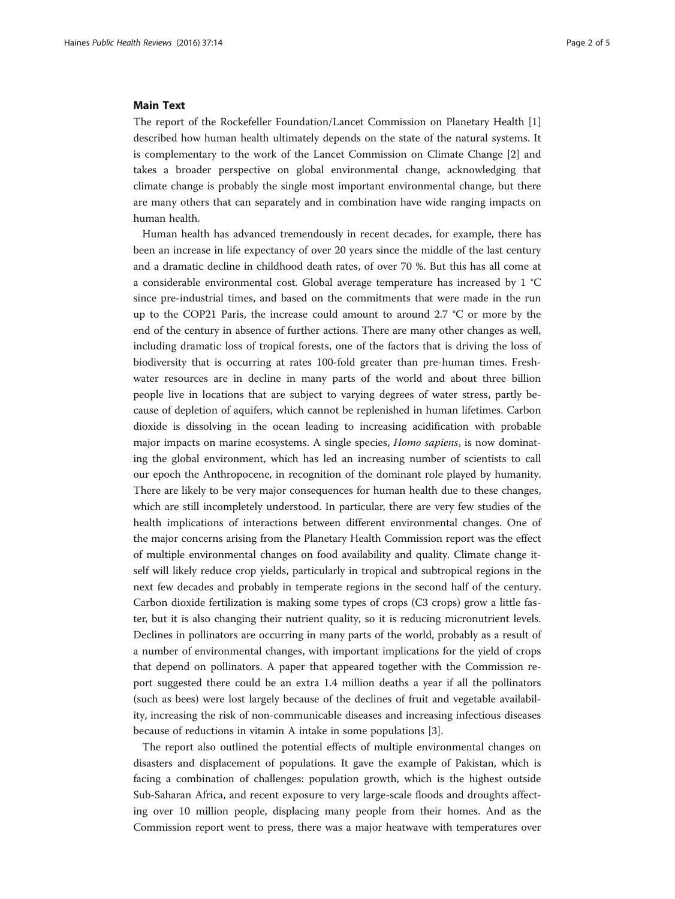## Main Text

The report of the Rockefeller Foundation/Lancet Commission on Planetary Health [1] described how human health ultimately depends on the state of the natural systems. It is complementary to the work of the Lancet Commission on Climate Change [2] and takes a broader perspective on global environmental change, acknowledging that climate change is probably the single most important environmental change, but there are many others that can separately and in combination have wide ranging impacts on human health.

Human health has advanced tremendously in recent decades, for example, there has been an increase in life expectancy of over 20 years since the middle of the last century and a dramatic decline in childhood death rates, of over 70 %. But this has all come at a considerable environmental cost. Global average temperature has increased by 1 °C since pre-industrial times, and based on the commitments that were made in the run up to the COP21 Paris, the increase could amount to around 2.7 °C or more by the end of the century in absence of further actions. There are many other changes as well, including dramatic loss of tropical forests, one of the factors that is driving the loss of biodiversity that is occurring at rates 100-fold greater than pre-human times. Freshwater resources are in decline in many parts of the world and about three billion people live in locations that are subject to varying degrees of water stress, partly because of depletion of aquifers, which cannot be replenished in human lifetimes. Carbon dioxide is dissolving in the ocean leading to increasing acidification with probable major impacts on marine ecosystems. A single species, *Homo sapiens*, is now dominating the global environment, which has led an increasing number of scientists to call our epoch the Anthropocene, in recognition of the dominant role played by humanity. There are likely to be very major consequences for human health due to these changes, which are still incompletely understood. In particular, there are very few studies of the health implications of interactions between different environmental changes. One of the major concerns arising from the Planetary Health Commission report was the effect of multiple environmental changes on food availability and quality. Climate change itself will likely reduce crop yields, particularly in tropical and subtropical regions in the next few decades and probably in temperate regions in the second half of the century. Carbon dioxide fertilization is making some types of crops (C3 crops) grow a little faster, but it is also changing their nutrient quality, so it is reducing micronutrient levels. Declines in pollinators are occurring in many parts of the world, probably as a result of a number of environmental changes, with important implications for the yield of crops that depend on pollinators. A paper that appeared together with the Commission report suggested there could be an extra 1.4 million deaths a year if all the pollinators (such as bees) were lost largely because of the declines of fruit and vegetable availability, increasing the risk of non-communicable diseases and increasing infectious diseases because of reductions in vitamin A intake in some populations [3].

The report also outlined the potential effects of multiple environmental changes on disasters and displacement of populations. It gave the example of Pakistan, which is facing a combination of challenges: population growth, which is the highest outside Sub-Saharan Africa, and recent exposure to very large-scale floods and droughts affecting over 10 million people, displacing many people from their homes. And as the Commission report went to press, there was a major heatwave with temperatures over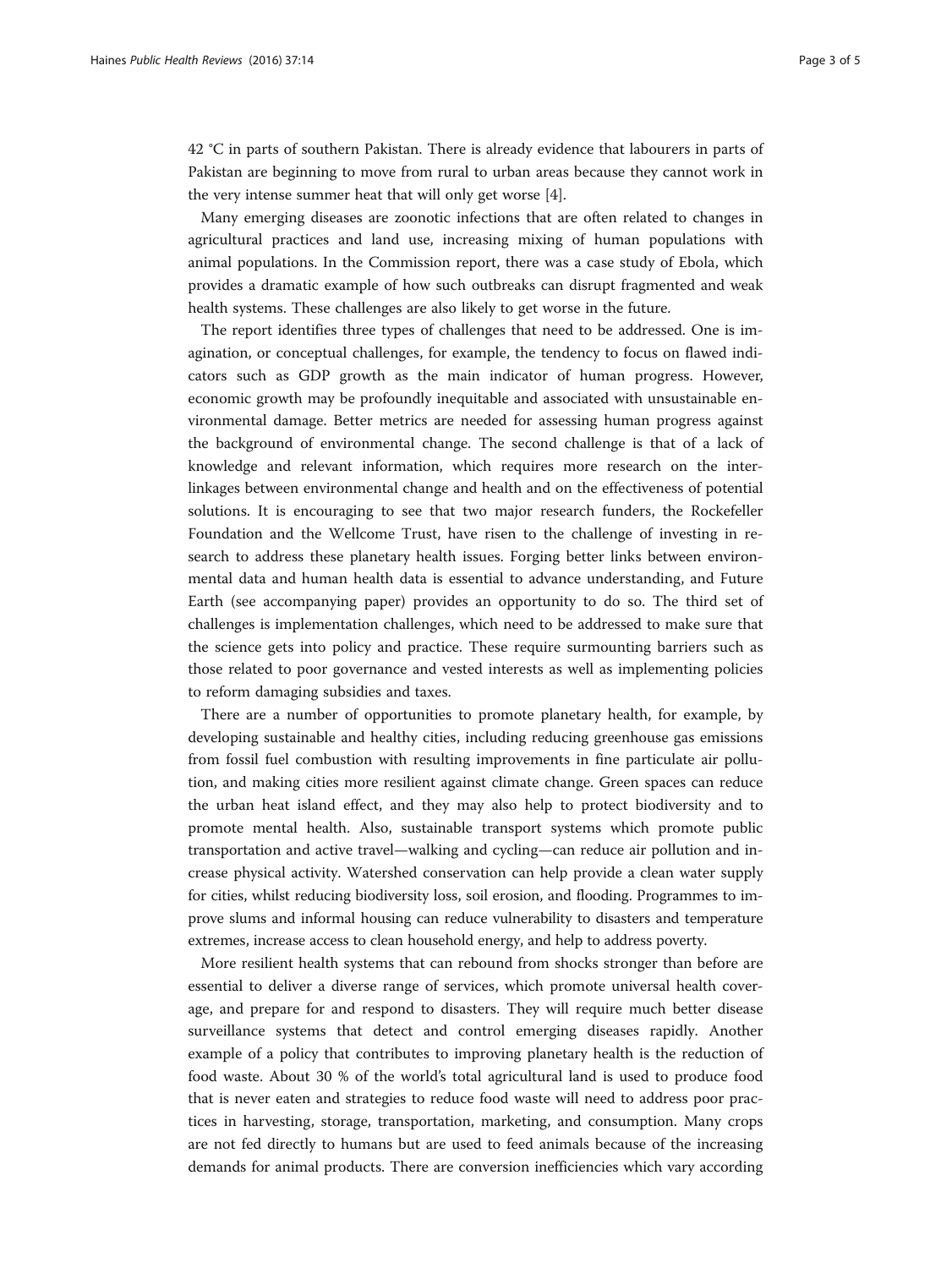42 °C in parts of southern Pakistan. There is already evidence that labourers in parts of Pakistan are beginning to move from rural to urban areas because they cannot work in the very intense summer heat that will only get worse [4].

Many emerging diseases are zoonotic infections that are often related to changes in agricultural practices and land use, increasing mixing of human populations with animal populations. In the Commission report, there was a case study of Ebola, which provides a dramatic example of how such outbreaks can disrupt fragmented and weak health systems. These challenges are also likely to get worse in the future.

The report identifies three types of challenges that need to be addressed. One is imagination, or conceptual challenges, for example, the tendency to focus on flawed indicators such as GDP growth as the main indicator of human progress. However, economic growth may be profoundly inequitable and associated with unsustainable environmental damage. Better metrics are needed for assessing human progress against the background of environmental change. The second challenge is that of a lack of knowledge and relevant information, which requires more research on the interlinkages between environmental change and health and on the effectiveness of potential solutions. It is encouraging to see that two major research funders, the Rockefeller Foundation and the Wellcome Trust, have risen to the challenge of investing in research to address these planetary health issues. Forging better links between environmental data and human health data is essential to advance understanding, and Future Earth (see accompanying paper) provides an opportunity to do so. The third set of challenges is implementation challenges, which need to be addressed to make sure that the science gets into policy and practice. These require surmounting barriers such as those related to poor governance and vested interests as well as implementing policies to reform damaging subsidies and taxes.

There are a number of opportunities to promote planetary health, for example, by developing sustainable and healthy cities, including reducing greenhouse gas emissions from fossil fuel combustion with resulting improvements in fine particulate air pollution, and making cities more resilient against climate change. Green spaces can reduce the urban heat island effect, and they may also help to protect biodiversity and to promote mental health. Also, sustainable transport systems which promote public transportation and active travel—walking and cycling—can reduce air pollution and increase physical activity. Watershed conservation can help provide a clean water supply for cities, whilst reducing biodiversity loss, soil erosion, and flooding. Programmes to improve slums and informal housing can reduce vulnerability to disasters and temperature extremes, increase access to clean household energy, and help to address poverty.

More resilient health systems that can rebound from shocks stronger than before are essential to deliver a diverse range of services, which promote universal health coverage, and prepare for and respond to disasters. They will require much better disease surveillance systems that detect and control emerging diseases rapidly. Another example of a policy that contributes to improving planetary health is the reduction of food waste. About 30 % of the world's total agricultural land is used to produce food that is never eaten and strategies to reduce food waste will need to address poor practices in harvesting, storage, transportation, marketing, and consumption. Many crops are not fed directly to humans but are used to feed animals because of the increasing demands for animal products. There are conversion inefficiencies which vary according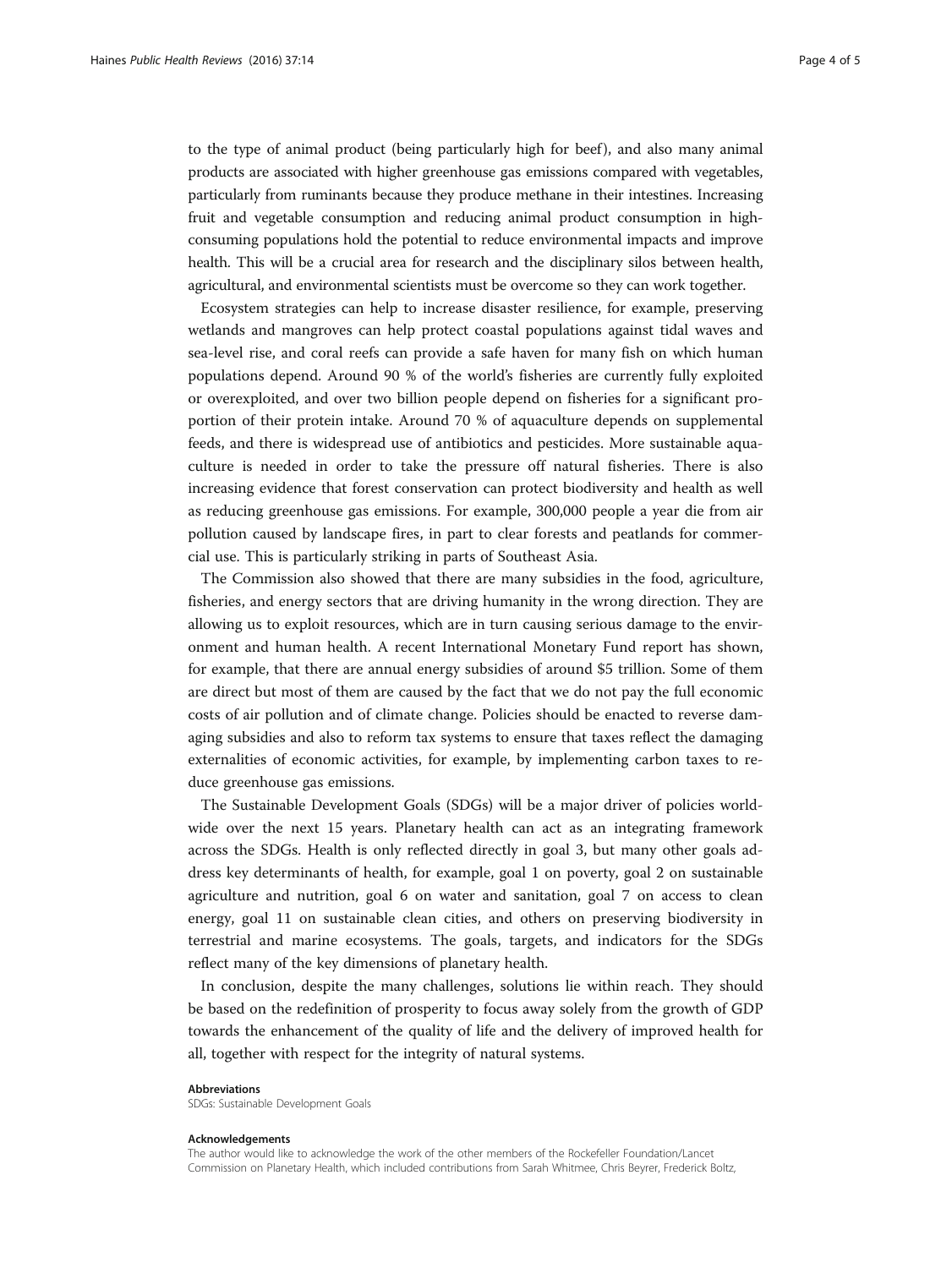to the type of animal product (being particularly high for beef), and also many animal products are associated with higher greenhouse gas emissions compared with vegetables, particularly from ruminants because they produce methane in their intestines. Increasing fruit and vegetable consumption and reducing animal product consumption in high-consuming populations hold the potential to reduce environmental impacts and improve health. This will be a crucial area for research and the disciplinary silos between health, agricultural, and environmental scientists must be overcome so they can work together.

Ecosystem strategies can help to increase disaster resilience, for example, preserving wetlands and mangroves can help protect coastal populations against tidal waves and sea-level rise, and coral reefs can provide a safe haven for many fish on which human populations depend. Around 90 % of the world's fisheries are currently fully exploited or overexploited, and over two billion people depend on fisheries for a significant proportion of their protein intake. Around 70 % of aquaculture depends on supplemental feeds, and there is widespread use of antibiotics and pesticides. More sustainable aquaculture is needed in order to take the pressure off natural fisheries. There is also increasing evidence that forest conservation can protect biodiversity and health as well as reducing greenhouse gas emissions. For example, 300,000 people a year die from air pollution caused by landscape fires, in part to clear forests and peatlands for commercial use. This is particularly striking in parts of Southeast Asia.

The Commission also showed that there are many subsidies in the food, agriculture, fisheries, and energy sectors that are driving humanity in the wrong direction. They are allowing us to exploit resources, which are in turn causing serious damage to the environment and human health. A recent International Monetary Fund report has shown, for example, that there are annual energy subsidies of around $5 trillion. Some of them are direct but most of them are caused by the fact that we do not pay the full economic costs of air pollution and of climate change. Policies should be enacted to reverse damaging subsidies and also to reform tax systems to ensure that taxes reflect the damaging externalities of economic activities, for example, by implementing carbon taxes to reduce greenhouse gas emissions.

The Sustainable Development Goals (SDGs) will be a major driver of policies worldwide over the next 15 years. Planetary health can act as an integrating framework across the SDGs. Health is only reflected directly in goal 3, but many other goals address key determinants of health, for example, goal 1 on poverty, goal 2 on sustainable agriculture and nutrition, goal 6 on water and sanitation, goal 7 on access to clean energy, goal 11 on sustainable clean cities, and others on preserving biodiversity in terrestrial and marine ecosystems. The goals, targets, and indicators for the SDGs reflect many of the key dimensions of planetary health.

In conclusion, despite the many challenges, solutions lie within reach. They should be based on the redefinition of prosperity to focus away solely from the growth of GDP towards the enhancement of the quality of life and the delivery of improved health for all, together with respect for the integrity of natural systems.

#### Abbreviations

SDGs: Sustainable Development Goals

#### Acknowledgements

The author would like to acknowledge the work of the other members of the Rockefeller Foundation/Lancet Commission on Planetary Health, which included contributions from Sarah Whitmee, Chris Beyrer, Frederick Boltz,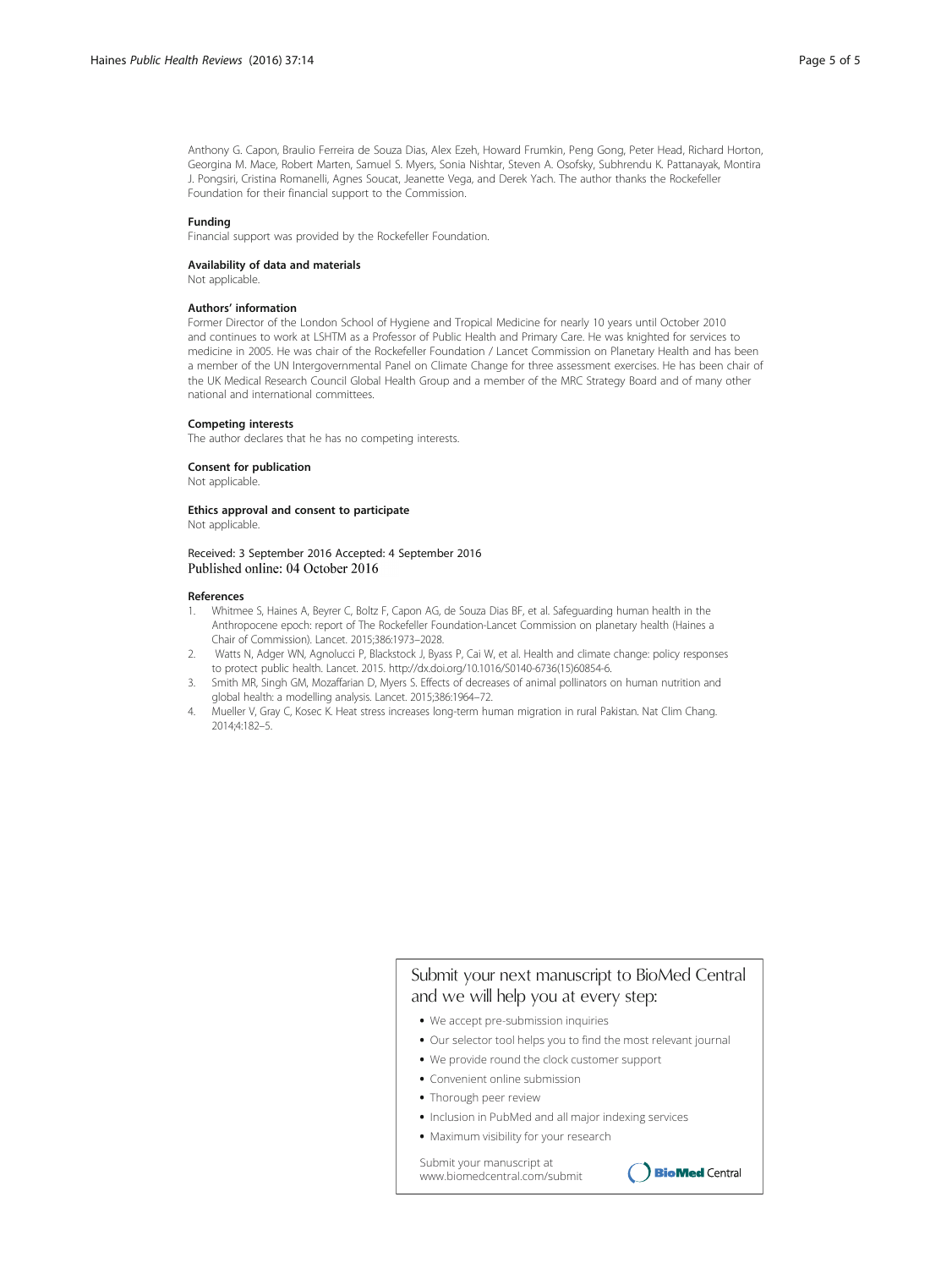Anthony G. Capon, Braulio Ferreira de Souza Dias, Alex Ezeh, Howard Frumkin, Peng Gong, Peter Head, Richard Horton, Georgina M. Mace, Robert Marten, Samuel S. Myers, Sonia Nishtar, Steven A. Osofsky, Subhrendu K. Pattanayak, Montira J. Pongsiri, Cristina Romanelli, Agnes Soucat, Jeanette Vega, and Derek Yach. The author thanks the Rockefeller Foundation for their financial support to the Commission.

### Funding
Financial support was provided by the Rockefeller Foundation.

### Availability of data and materials
Not applicable.

### Authors' information
Former Director of the London School of Hygiene and Tropical Medicine for nearly 10 years until October 2010 and continues to work at LSHTM as a Professor of Public Health and Primary Care. He was knighted for services to medicine in 2005. He was chair of the Rockefeller Foundation / Lancet Commission on Planetary Health and has been a member of the UN Intergovernmental Panel on Climate Change for three assessment exercises. He has been chair of the UK Medical Research Council Global Health Group and a member of the MRC Strategy Board and of many other national and international committees.

### Competing interests
The author declares that he has no competing interests.

### Consent for publication
Not applicable.

### Ethics approval and consent to participate
Not applicable.

Received: 3 September 2016 Accepted: 4 September 2016
Published online: 04 October 2016

### References
1. Whitmee S, Haines A, Beyrer C, Boltz F, Capon AG, de Souza Dias BF, et al. Safeguarding human health in the Anthropocene epoch: report of The Rockefeller Foundation-Lancet Commission on planetary health (Haines a Chair of Commission). Lancet. 2015;386:1973–2028.
2. Watts N, Adger WN, Agnolucci P, Blackstock J, Byass P, Cai W, et al. Health and climate change: policy responses to protect public health. Lancet. 2015. http://dx.doi.org/10.1016/S0140-6736(15)60854-6.
3. Smith MR, Singh GM, Mozaffarian D, Myers S. Effects of decreases of animal pollinators on human nutrition and global health: a modelling analysis. Lancet. 2015;386:1964–72.
4. Mueller V, Gray C, Kosec K. Heat stress increases long-term human migration in rural Pakistan. Nat Clim Chang. 2014;4:182–5.

Submit your next manuscript to BioMed Central and we will help you at every step:

- We accept pre-submission inquiries
- Our selector tool helps you to find the most relevant journal
- We provide round the clock customer support
- Convenient online submission
- Thorough peer review
- Inclusion in PubMed and all major indexing services
- Maximum visibility for your research

Submit your manuscript at
www.biomedcentral.com/submit

BioMed Central